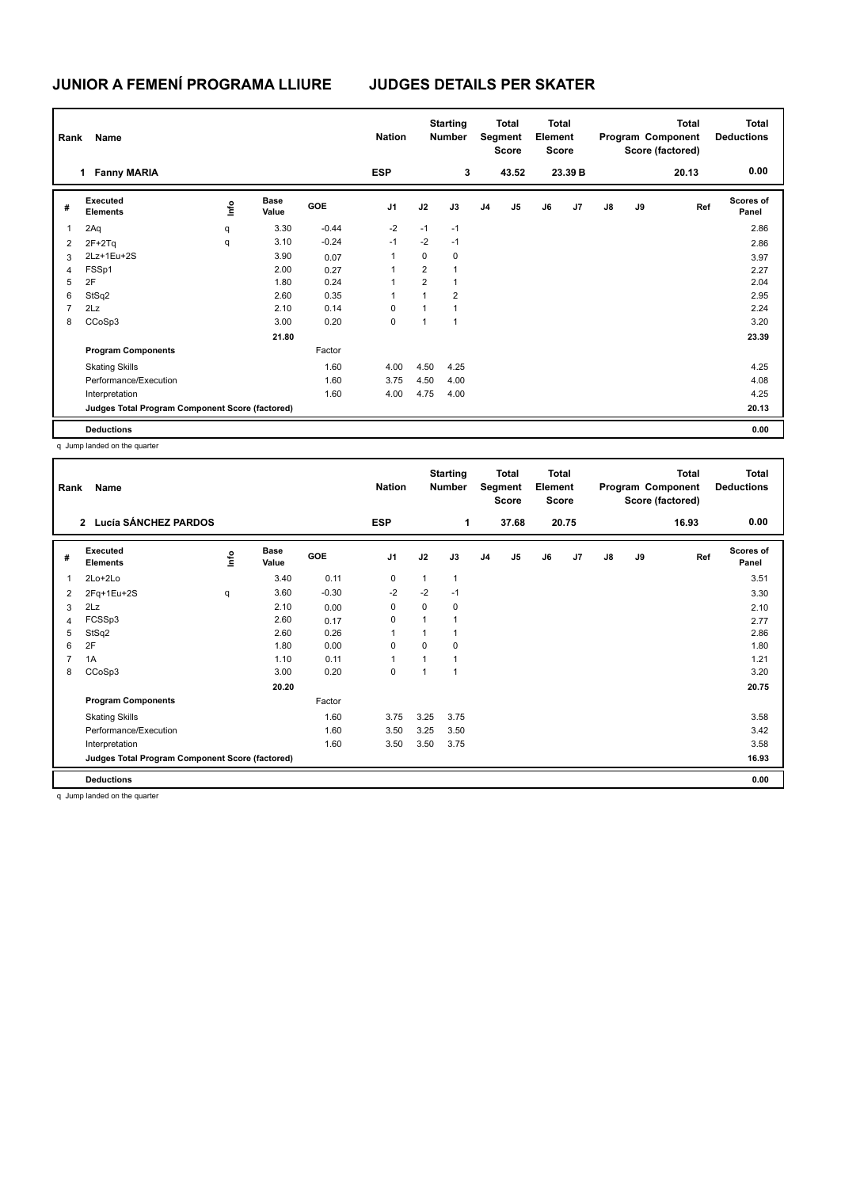# JUNIOR A FEMENÍ PROGRAMA LLIURE JUDGES DETAILS PER SKATER

| Rank | Name | Nation | Starting Number | Total Segment Score | Total Element Score | Total Program Component Score (factored) | Total Deductions |
|---|---|---|---|---|---|---|---|
| 1 | Fanny MARIA | ESP | 3 | 43.52 | 23.39 B | 20.13 | 0.00 |

| # | Executed Elements | Info | Base Value | GOE | J1 | J2 | J3 | J4 | J5 | J6 | J7 | J8 | J9 | Ref | Scores of Panel |
|---|---|---|---|---|---|---|---|---|---|---|---|---|---|---|---|
| 1 | 2Aq | q | 3.30 | -0.44 | -2 | -1 | -1 | | | | | | | | 2.86 |
| 2 | 2F+2Tq | q | 3.10 | -0.24 | -1 | -2 | -1 | | | | | | | | 2.86 |
| 3 | 2Lz+1Eu+2S | | 3.90 | 0.07 | 1 | 0 | 0 | | | | | | | | 3.97 |
| 4 | FSSp1 | | 2.00 | 0.27 | 1 | 2 | 1 | | | | | | | | 2.27 |
| 5 | 2F | | 1.80 | 0.24 | 1 | 2 | 1 | | | | | | | | 2.04 |
| 6 | StSq2 | | 2.60 | 0.35 | 1 | 1 | 2 | | | | | | | | 2.95 |
| 7 | 2Lz | | 2.10 | 0.14 | 0 | 1 | 1 | | | | | | | | 2.24 |
| 8 | CCoSp3 | | 3.00 | 0.20 | 0 | 1 | 1 | | | | | | | | 3.20 |
| | | | 21.80 | | | | | | | | | | | | 23.39 |
| | **Program Components** | | | Factor | | | | | | | | | | | |
| | Skating Skills | | | 1.60 | 4.00 | 4.50 | 4.25 | | | | | | | | 4.25 |
| | Performance/Execution | | | 1.60 | 3.75 | 4.50 | 4.00 | | | | | | | | 4.08 |
| | Interpretation | | | 1.60 | 4.00 | 4.75 | 4.00 | | | | | | | | 4.25 |
| | **Judges Total Program Component Score (factored)** | | | | | | | | | | | | | | 20.13 |
| | **Deductions** | | | | | | | | | | | | | | 0.00 |

q Jump landed on the quarter

| Rank | Name | Nation | Starting Number | Total Segment Score | Total Element Score | Total Program Component Score (factored) | Total Deductions |
|---|---|---|---|---|---|---|---|
| 2 | Lucía SÁNCHEZ PARDOS | ESP | 1 | 37.68 | 20.75 | 16.93 | 0.00 |

| # | Executed Elements | Info | Base Value | GOE | J1 | J2 | J3 | J4 | J5 | J6 | J7 | J8 | J9 | Ref | Scores of Panel |
|---|---|---|---|---|---|---|---|---|---|---|---|---|---|---|---|
| 1 | 2Lo+2Lo | | 3.40 | 0.11 | 0 | 1 | 1 | | | | | | | | 3.51 |
| 2 | 2Fq+1Eu+2S | q | 3.60 | -0.30 | -2 | -2 | -1 | | | | | | | | 3.30 |
| 3 | 2Lz | | 2.10 | 0.00 | 0 | 0 | 0 | | | | | | | | 2.10 |
| 4 | FCSSp3 | | 2.60 | 0.17 | 0 | 1 | 1 | | | | | | | | 2.77 |
| 5 | StSq2 | | 2.60 | 0.26 | 1 | 1 | 1 | | | | | | | | 2.86 |
| 6 | 2F | | 1.80 | 0.00 | 0 | 0 | 0 | | | | | | | | 1.80 |
| 7 | 1A | | 1.10 | 0.11 | 1 | 1 | 1 | | | | | | | | 1.21 |
| 8 | CCoSp3 | | 3.00 | 0.20 | 0 | 1 | 1 | | | | | | | | 3.20 |
| | | | 20.20 | | | | | | | | | | | | 20.75 |
| | **Program Components** | | | Factor | | | | | | | | | | | |
| | Skating Skills | | | 1.60 | 3.75 | 3.25 | 3.75 | | | | | | | | 3.58 |
| | Performance/Execution | | | 1.60 | 3.50 | 3.25 | 3.50 | | | | | | | | 3.42 |
| | Interpretation | | | 1.60 | 3.50 | 3.50 | 3.75 | | | | | | | | 3.58 |
| | **Judges Total Program Component Score (factored)** | | | | | | | | | | | | | | 16.93 |
| | **Deductions** | | | | | | | | | | | | | | 0.00 |

q Jump landed on the quarter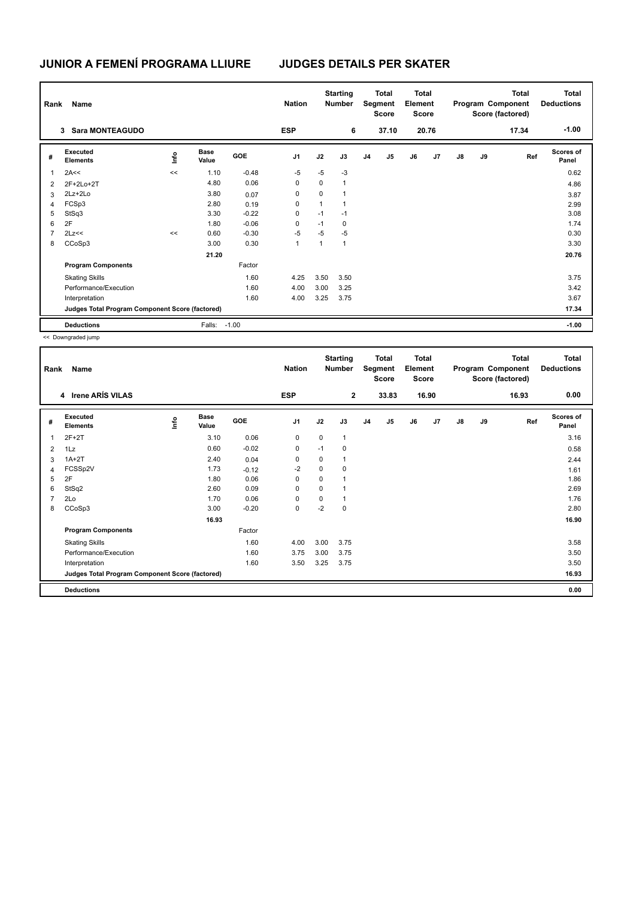# JUNIOR A FEMENÍ PROGRAMA LLIURE    JUDGES DETAILS PER SKATER

| Rank | Name | Nation | Starting Number | Total Segment Score | Total Element Score | Total Program Component Score (factored) | Total Deductions |
|---|---|---|---|---|---|---|---|
| 3 | Sara MONTEAGUDO | ESP | 6 | 37.10 | 20.76 | 17.34 | -1.00 |

| # | Executed Elements | Info | Base Value | GOE | J1 | J2 | J3 | J4 | J5 | J6 | J7 | J8 | J9 | Ref | Scores of Panel |
|---|---|---|---|---|---|---|---|---|---|---|---|---|---|---|---|
| 1 | 2A<< | << | 1.10 | -0.48 | -5 | -5 | -3 | | | | | | | | 0.62 |
| 2 | 2F+2Lo+2T | | 4.80 | 0.06 | 0 | 0 | 1 | | | | | | | | 4.86 |
| 3 | 2Lz+2Lo | | 3.80 | 0.07 | 0 | 0 | 1 | | | | | | | | 3.87 |
| 4 | FCSp3 | | 2.80 | 0.19 | 0 | 1 | 1 | | | | | | | | 2.99 |
| 5 | StSq3 | | 3.30 | -0.22 | 0 | -1 | -1 | | | | | | | | 3.08 |
| 6 | 2F | | 1.80 | -0.06 | 0 | -1 | 0 | | | | | | | | 1.74 |
| 7 | 2Lz<< | << | 0.60 | -0.30 | -5 | -5 | -5 | | | | | | | | 0.30 |
| 8 | CCoSp3 | | 3.00 | 0.30 | 1 | 1 | 1 | | | | | | | | 3.30 |
| | | | 21.20 | | | | | | | | | | | | 20.76 |
| | **Program Components** | | | Factor | | | | | | | | | | | |
| | Skating Skills | | | 1.60 | 4.25 | 3.50 | 3.50 | | | | | | | | 3.75 |
| | Performance/Execution | | | 1.60 | 4.00 | 3.00 | 3.25 | | | | | | | | 3.42 |
| | Interpretation | | | 1.60 | 4.00 | 3.25 | 3.75 | | | | | | | | 3.67 |
| | **Judges Total Program Component Score (factored)** | | | | | | | | | | | | | | 17.34 |
| | **Deductions** | | Falls: | -1.00 | | | | | | | | | | | -1.00 |

<< Downgraded jump

| Rank | Name | Nation | Starting Number | Total Segment Score | Total Element Score | Total Program Component Score (factored) | Total Deductions |
|---|---|---|---|---|---|---|---|
| 4 | Irene ARÍS VILAS | ESP | 2 | 33.83 | 16.90 | 16.93 | 0.00 |

| # | Executed Elements | Info | Base Value | GOE | J1 | J2 | J3 | J4 | J5 | J6 | J7 | J8 | J9 | Ref | Scores of Panel |
|---|---|---|---|---|---|---|---|---|---|---|---|---|---|---|---|
| 1 | 2F+2T | | 3.10 | 0.06 | 0 | 0 | 1 | | | | | | | | 3.16 |
| 2 | 1Lz | | 0.60 | -0.02 | 0 | -1 | 0 | | | | | | | | 0.58 |
| 3 | 1A+2T | | 2.40 | 0.04 | 0 | 0 | 1 | | | | | | | | 2.44 |
| 4 | FCSSp2V | | 1.73 | -0.12 | -2 | 0 | 0 | | | | | | | | 1.61 |
| 5 | 2F | | 1.80 | 0.06 | 0 | 0 | 1 | | | | | | | | 1.86 |
| 6 | StSq2 | | 2.60 | 0.09 | 0 | 0 | 1 | | | | | | | | 2.69 |
| 7 | 2Lo | | 1.70 | 0.06 | 0 | 0 | 1 | | | | | | | | 1.76 |
| 8 | CCoSp3 | | 3.00 | -0.20 | 0 | -2 | 0 | | | | | | | | 2.80 |
| | | | 16.93 | | | | | | | | | | | | 16.90 |
| | **Program Components** | | | Factor | | | | | | | | | | | |
| | Skating Skills | | | 1.60 | 4.00 | 3.00 | 3.75 | | | | | | | | 3.58 |
| | Performance/Execution | | | 1.60 | 3.75 | 3.00 | 3.75 | | | | | | | | 3.50 |
| | Interpretation | | | 1.60 | 3.50 | 3.25 | 3.75 | | | | | | | | 3.50 |
| | **Judges Total Program Component Score (factored)** | | | | | | | | | | | | | | 16.93 |
| | **Deductions** | | | | | | | | | | | | | | 0.00 |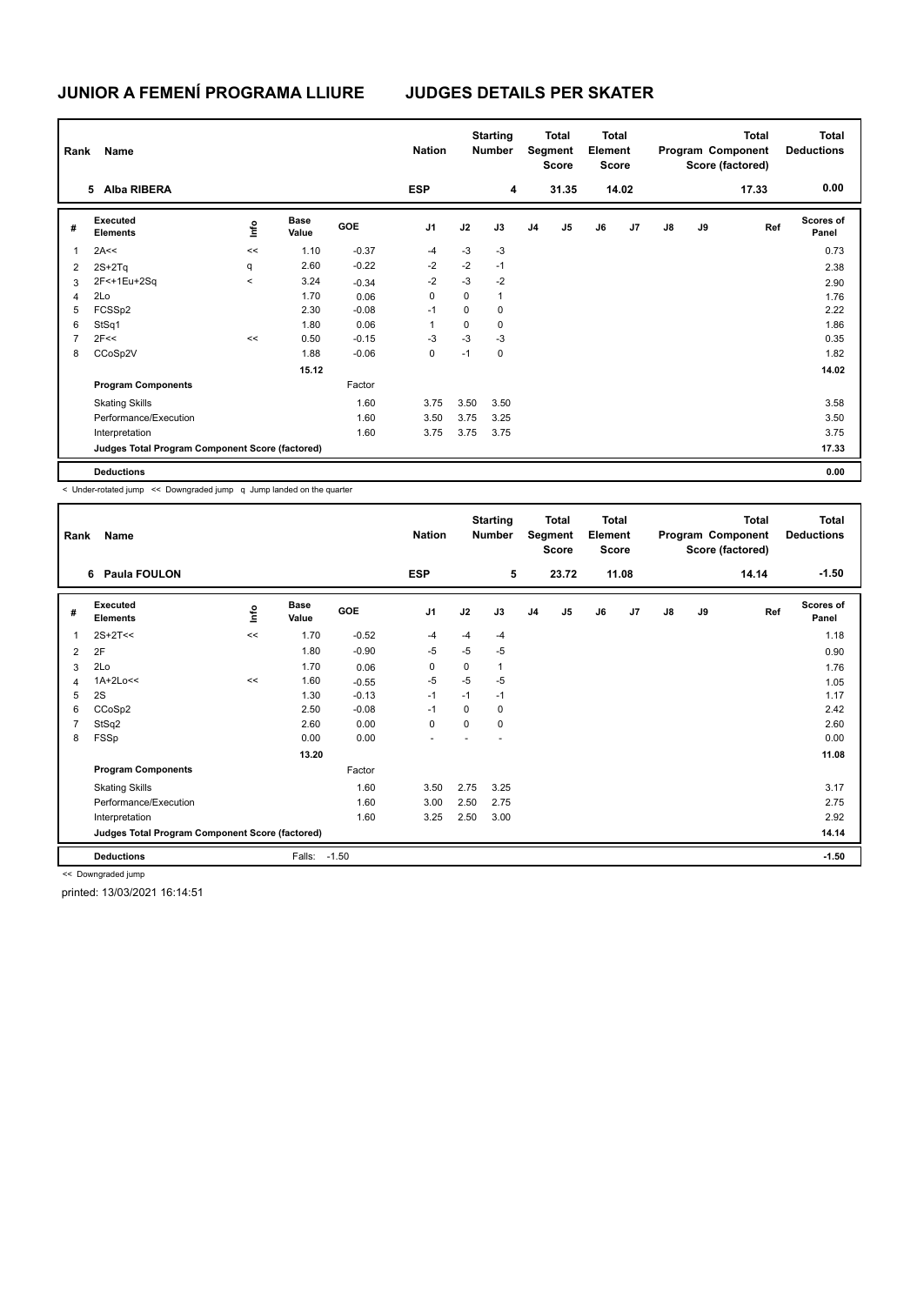# JUNIOR A FEMENÍ PROGRAMA LLIURE JUDGES DETAILS PER SKATER

| Rank | Name | | | | Nation | | Starting Number | | Total Segment Score | | Total Element Score | | | | Total Program Component Score (factored) | Total Deductions |
|---|---|---|---|---|---|---|---|---|---|---|---|---|---|---|---|---|
| 5 | Alba RIBERA | | | | ESP | | 4 | | 31.35 | | 14.02 | | | | 17.33 | 0.00 |

| # | Executed Elements | Info | Base Value | GOE | J1 | J2 | J3 | J4 | J5 | J6 | J7 | J8 | J9 | Ref | Scores of Panel |
|---|---|---|---|---|---|---|---|---|---|---|---|---|---|---|---|
| 1 | 2A<< | << | 1.10 | -0.37 | -4 | -3 | -3 | | | | | | | | 0.73 |
| 2 | 2S+2Tq | q | 2.60 | -0.22 | -2 | -2 | -1 | | | | | | | | 2.38 |
| 3 | 2F<+1Eu+2Sq | < | 3.24 | -0.34 | -2 | -3 | -2 | | | | | | | | 2.90 |
| 4 | 2Lo | | 1.70 | 0.06 | 0 | 0 | 1 | | | | | | | | 1.76 |
| 5 | FCSSp2 | | 2.30 | -0.08 | -1 | 0 | 0 | | | | | | | | 2.22 |
| 6 | StSq1 | | 1.80 | 0.06 | 1 | 0 | 0 | | | | | | | | 1.86 |
| 7 | 2F<< | << | 0.50 | -0.15 | -3 | -3 | -3 | | | | | | | | 0.35 |
| 8 | CCoSp2V | | 1.88 | -0.06 | 0 | -1 | 0 | | | | | | | | 1.82 |
| | | | 15.12 | | | | | | | | | | | | 14.02 |
| | **Program Components** | | | Factor | | | | | | | | | | | |
| | Skating Skills | | | 1.60 | 3.75 | 3.50 | 3.50 | | | | | | | | 3.58 |
| | Performance/Execution | | | 1.60 | 3.50 | 3.75 | 3.25 | | | | | | | | 3.50 |
| | Interpretation | | | 1.60 | 3.75 | 3.75 | 3.75 | | | | | | | | 3.75 |
| | **Judges Total Program Component Score (factored)** | | | | | | | | | | | | | | 17.33 |
| | **Deductions** | | | | | | | | | | | | | | 0.00 |

< Under-rotated jump << Downgraded jump q Jump landed on the quarter

| Rank | Name | | | | Nation | | Starting Number | | Total Segment Score | | Total Element Score | | | | Total Program Component Score (factored) | Total Deductions |
|---|---|---|---|---|---|---|---|---|---|---|---|---|---|---|---|---|
| 6 | Paula FOULON | | | | ESP | | 5 | | 23.72 | | 11.08 | | | | 14.14 | -1.50 |

| # | Executed Elements | Info | Base Value | GOE | J1 | J2 | J3 | J4 | J5 | J6 | J7 | J8 | J9 | Ref | Scores of Panel |
|---|---|---|---|---|---|---|---|---|---|---|---|---|---|---|---|
| 1 | 2S+2T<< | << | 1.70 | -0.52 | -4 | -4 | -4 | | | | | | | | 1.18 |
| 2 | 2F | | 1.80 | -0.90 | -5 | -5 | -5 | | | | | | | | 0.90 |
| 3 | 2Lo | | 1.70 | 0.06 | 0 | 0 | 1 | | | | | | | | 1.76 |
| 4 | 1A+2Lo<< | << | 1.60 | -0.55 | -5 | -5 | -5 | | | | | | | | 1.05 |
| 5 | 2S | | 1.30 | -0.13 | -1 | -1 | -1 | | | | | | | | 1.17 |
| 6 | CCoSp2 | | 2.50 | -0.08 | -1 | 0 | 0 | | | | | | | | 2.42 |
| 7 | StSq2 | | 2.60 | 0.00 | 0 | 0 | 0 | | | | | | | | 2.60 |
| 8 | FSSp | | 0.00 | 0.00 | - | - | - | | | | | | | | 0.00 |
| | | | 13.20 | | | | | | | | | | | | 11.08 |
| | **Program Components** | | | Factor | | | | | | | | | | | |
| | Skating Skills | | | 1.60 | 3.50 | 2.75 | 3.25 | | | | | | | | 3.17 |
| | Performance/Execution | | | 1.60 | 3.00 | 2.50 | 2.75 | | | | | | | | 2.75 |
| | Interpretation | | | 1.60 | 3.25 | 2.50 | 3.00 | | | | | | | | 2.92 |
| | **Judges Total Program Component Score (factored)** | | | | | | | | | | | | | | 14.14 |
| | **Deductions** | | Falls: | -1.50 | | | | | | | | | | | -1.50 |

<< Downgraded jump

printed: 13/03/2021 16:14:51